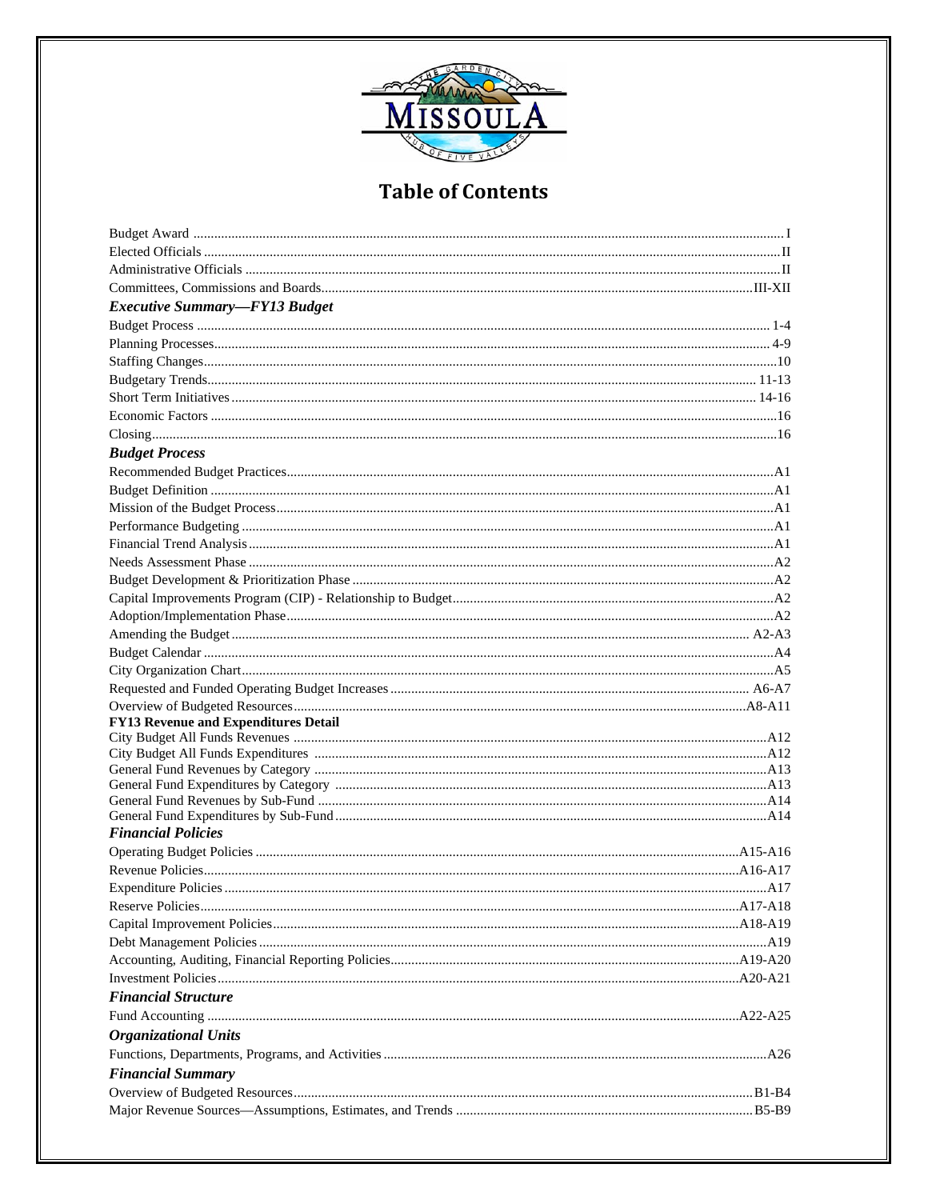# Table of Contents

Budget Award ........................................................ I
Elected Officials ........................................................ II
Administrative Officials ........................................................ II
Committees, Commissions and Boards........................................................ III-XII

### *Executive Summary—FY13 Budget*

Budget Process ........................................................ 1-4
Planning Processes........................................................ 4-9
Staffing Changes........................................................ 10
Budgetary Trends........................................................ 11-13
Short Term Initiatives ........................................................ 14-16
Economic Factors ........................................................ 16
Closing........................................................ 16

### *Budget Process*

Recommended Budget Practices........................................................ A1
Budget Definition ........................................................ A1
Mission of the Budget Process........................................................ A1
Performance Budgeting ........................................................ A1
Financial Trend Analysis ........................................................ A1
Needs Assessment Phase ........................................................ A2
Budget Development & Prioritization Phase ........................................................ A2
Capital Improvements Program (CIP) - Relationship to Budget........................................................ A2
Adoption/Implementation Phase........................................................ A2
Amending the Budget ........................................................ A2-A3
Budget Calendar ........................................................ A4
City Organization Chart........................................................ A5
Requested and Funded Operating Budget Increases ........................................................ A6-A7
Overview of Budgeted Resources........................................................ A8-A11

**FY13 Revenue and Expenditures Detail**

City Budget All Funds Revenues ........................................................ A12
City Budget All Funds Expenditures ........................................................ A12
General Fund Revenues by Category ........................................................ A13
General Fund Expenditures by Category ........................................................ A13
General Fund Revenues by Sub-Fund ........................................................ A14
General Fund Expenditures by Sub-Fund ........................................................ A14

### *Financial Policies*

Operating Budget Policies ........................................................ A15-A16
Revenue Policies........................................................ A16-A17
Expenditure Policies ........................................................ A17
Reserve Policies........................................................ A17-A18
Capital Improvement Policies........................................................ A18-A19
Debt Management Policies ........................................................ A19
Accounting, Auditing, Financial Reporting Policies........................................................ A19-A20
Investment Policies........................................................ A20-A21

### *Financial Structure*

Fund Accounting ........................................................ A22-A25

### *Organizational Units*

Functions, Departments, Programs, and Activities ........................................................ A26

### *Financial Summary*

Overview of Budgeted Resources........................................................ B1-B4
Major Revenue Sources—Assumptions, Estimates, and Trends ........................................................ B5-B9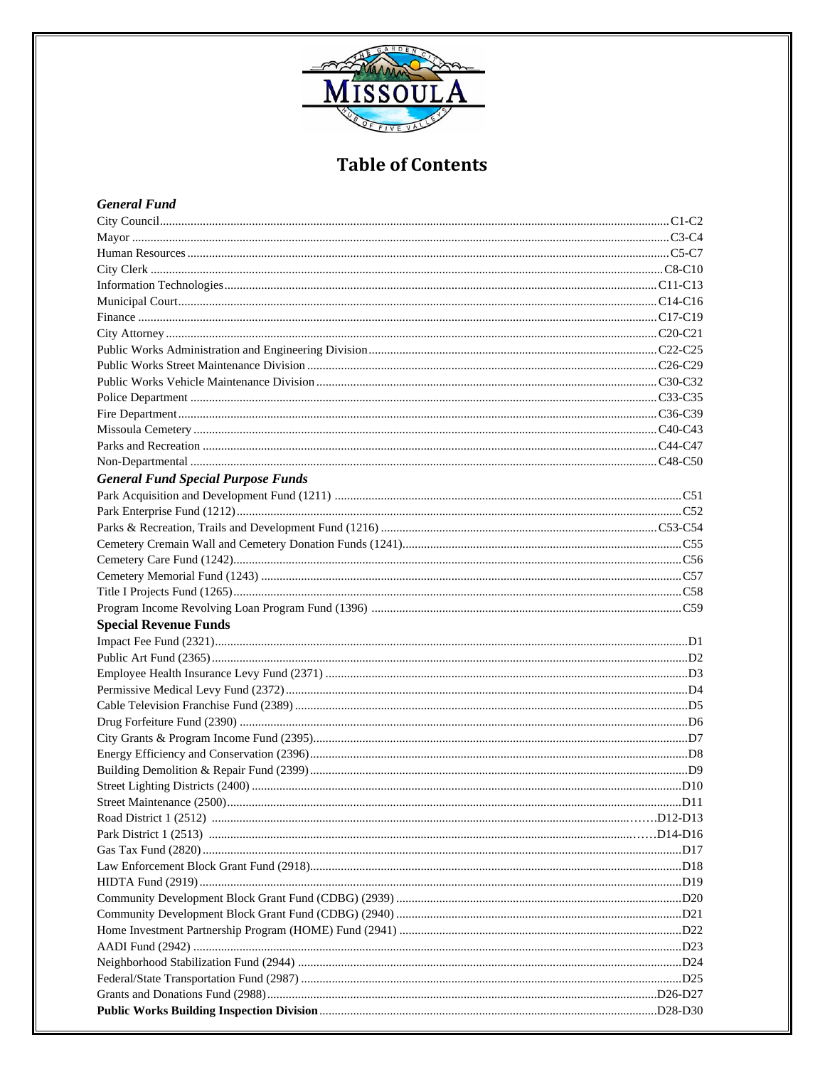# Table of Contents

***General Fund***

| | |
|---|---|
| City Council | C1-C2 |
| Mayor | C3-C4 |
| Human Resources | C5-C7 |
| City Clerk | C8-C10 |
| Information Technologies | C11-C13 |
| Municipal Court | C14-C16 |
| Finance | C17-C19 |
| City Attorney | C20-C21 |
| Public Works Administration and Engineering Division | C22-C25 |
| Public Works Street Maintenance Division | C26-C29 |
| Public Works Vehicle Maintenance Division | C30-C32 |
| Police Department | C33-C35 |
| Fire Department | C36-C39 |
| Missoula Cemetery | C40-C43 |
| Parks and Recreation | C44-C47 |
| Non-Departmental | C48-C50 |

***General Fund Special Purpose Funds***

| | |
|---|---|
| Park Acquisition and Development Fund (1211) | C51 |
| Park Enterprise Fund (1212) | C52 |
| Parks & Recreation, Trails and Development Fund (1216) | C53-C54 |
| Cemetery Cremain Wall and Cemetery Donation Funds (1241) | C55 |
| Cemetery Care Fund (1242) | C56 |
| Cemetery Memorial Fund (1243) | C57 |
| Title I Projects Fund (1265) | C58 |
| Program Income Revolving Loan Program Fund (1396) | C59 |

**Special Revenue Funds**

| | |
|---|---|
| Impact Fee Fund (2321) | D1 |
| Public Art Fund (2365) | D2 |
| Employee Health Insurance Levy Fund (2371) | D3 |
| Permissive Medical Levy Fund (2372) | D4 |
| Cable Television Franchise Fund (2389) | D5 |
| Drug Forfeiture Fund (2390) | D6 |
| City Grants & Program Income Fund (2395) | D7 |
| Energy Efficiency and Conservation (2396) | D8 |
| Building Demolition & Repair Fund (2399) | D9 |
| Street Lighting Districts (2400) | D10 |
| Street Maintenance (2500) | D11 |
| Road District 1 (2512) | D12-D13 |
| Park District 1 (2513) | D14-D16 |
| Gas Tax Fund (2820) | D17 |
| Law Enforcement Block Grant Fund (2918) | D18 |
| HIDTA Fund (2919) | D19 |
| Community Development Block Grant Fund (CDBG) (2939) | D20 |
| Community Development Block Grant Fund (CDBG) (2940) | D21 |
| Home Investment Partnership Program (HOME) Fund (2941) | D22 |
| AADI Fund (2942) | D23 |
| Neighborhood Stabilization Fund (2944) | D24 |
| Federal/State Transportation Fund (2987) | D25 |
| Grants and Donations Fund (2988) | D26-D27 |
| **Public Works Building Inspection Division** | D28-D30 |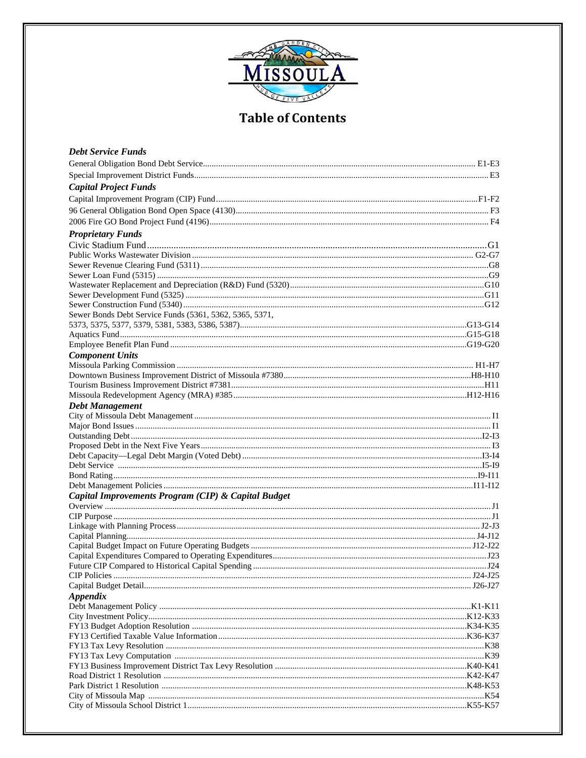# Table of Contents

***Debt Service Funds***

General Obligation Bond Debt Service....................................................................................... E1-E3
Special Improvement District Funds............................................................................................. E3

***Capital Project Funds***

Capital Improvement Program (CIP) Fund.................................................................................F1-F2
96 General Obligation Bond Open Space (4130).......................................................................... F3
2006 Fire GO Bond Project Fund (4196)....................................................................................... F4

***Proprietary Funds***

Civic Stadium Fund..........................................................................................................................G1
Public Works Wastewater Division .......................................................................................... G2-G7
Sewer Revenue Clearing Fund (5311) ...........................................................................................G8
Sewer Loan Fund (5315) ..................................................................................................................G9
Wastewater Replacement and Depreciation (R&D) Fund (5320).................................................G10
Sewer Development Fund (5325) ..................................................................................................G11
Sewer Construction Fund (5340) ...................................................................................................G12
Sewer Bonds Debt Service Funds (5361, 5362, 5365, 5371,
5373, 5375, 5377, 5379, 5381, 5383, 5386, 5387)................................................................G13-G14
Aquatics Fund.......................................................................................................................G15-G18
Employee Benefit Plan Fund ..........................................................................................G19-G20

***Component Units***

Missoula Parking Commission ................................................................................................. H1-H7
Downtown Business Improvement District of Missoula #7380..............................................H8-H10
Tourism Business Improvement District #7381...........................................................................H11
Missoula Redevelopment Agency (MRA) #385.....................................................................H12-H16

***Debt Management***

City of Missoula Debt Management ................................................................................................ I1
Major Bond Issues ............................................................................................................................ I1
Outstanding Debt...........................................................................................................................I2-I3
Proposed Debt in the Next Five Years.............................................................................................. I3
Debt Capacity—Legal Debt Margin (Voted Debt) .........................................................................I3-I4
Debt Service ...................................................................................................................................I5-I9
Bond Rating..................................................................................................................................I9-I11
Debt Management Policies.........................................................................................................I11-I12

***Capital Improvements Program (CIP) & Capital Budget***

Overview ............................................................................................................................................J1
CIP Purpose .......................................................................................................................................J1
Linkage with Planning Process........................................................................................................ J2-J3
Capital Planning............................................................................................................................. J4-J12
Capital Budget Impact on Future Operating Budgets ................................................................ J12-J22
Capital Expenditures Compared to Operating Expenditures.........................................................J23
Future CIP Compared to Historical Capital Spending ...................................................................J24
CIP Policies ................................................................................................................................ J24-J25
Capital Budget Detail.................................................................................................................. J26-J27

***Appendix***

Debt Management Policy ..........................................................................................................K1-K11
City Investment Policy.............................................................................................................K12-K33
FY13 Budget Adoption Resolution ...........................................................................................K34-K35
FY13 Certified Taxable Value Information..............................................................................K36-K37
FY13 Tax Levy Resolution .............................................................................................................K38
FY13 Tax Levy Computation ........................................................................................................K39
FY13 Business Improvement District Tax Levy Resolution ......................................................K40-K41
Road District 1 Resolution .......................................................................................................K42-K47
Park District 1 Resolution ........................................................................................................K48-K53
City of Missoula Map ....................................................................................................................K54
City of Missoula School District 1............................................................................................K55-K57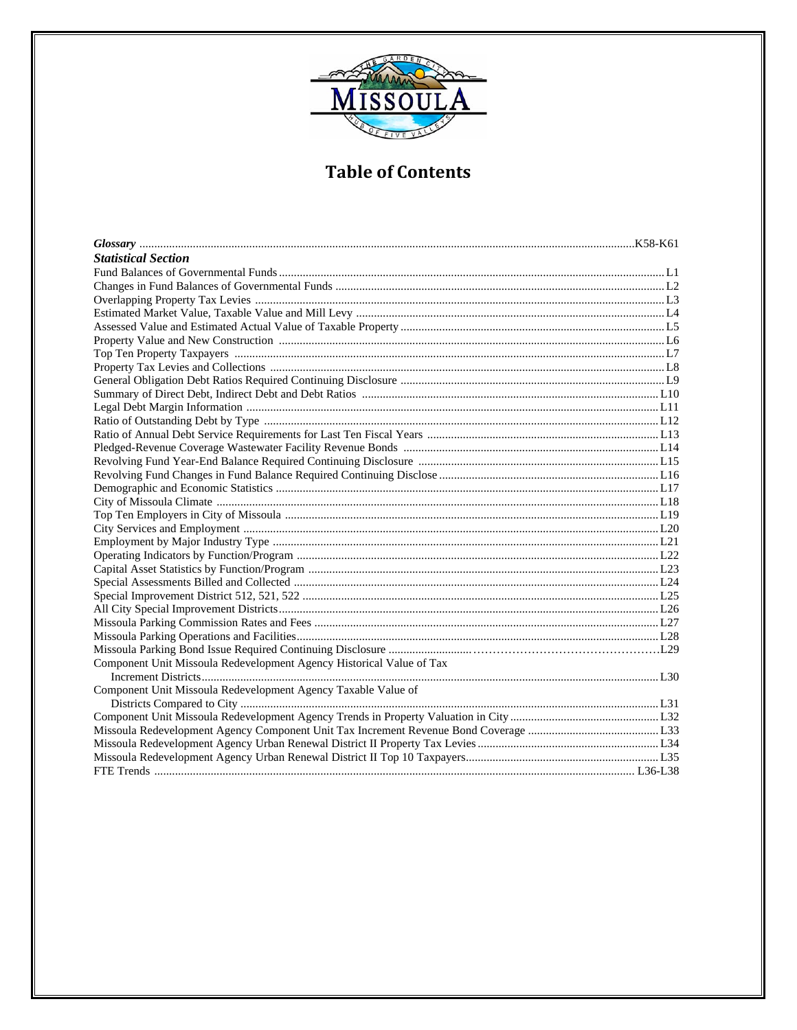# Table of Contents

***Glossary*** ........ K58-K61

***Statistical Section***

Fund Balances of Governmental Funds ........ L1
Changes in Fund Balances of Governmental Funds ........ L2
Overlapping Property Tax Levies ........ L3
Estimated Market Value, Taxable Value and Mill Levy ........ L4
Assessed Value and Estimated Actual Value of Taxable Property ........ L5
Property Value and New Construction ........ L6
Top Ten Property Taxpayers ........ L7
Property Tax Levies and Collections ........ L8
General Obligation Debt Ratios Required Continuing Disclosure ........ L9
Summary of Direct Debt, Indirect Debt and Debt Ratios ........ L10
Legal Debt Margin Information ........ L11
Ratio of Outstanding Debt by Type ........ L12
Ratio of Annual Debt Service Requirements for Last Ten Fiscal Years ........ L13
Pledged-Revenue Coverage Wastewater Facility Revenue Bonds ........ L14
Revolving Fund Year-End Balance Required Continuing Disclosure ........ L15
Revolving Fund Changes in Fund Balance Required Continuing Disclose ........ L16
Demographic and Economic Statistics ........ L17
City of Missoula Climate ........ L18
Top Ten Employers in City of Missoula ........ L19
City Services and Employment ........ L20
Employment by Major Industry Type ........ L21
Operating Indicators by Function/Program ........ L22
Capital Asset Statistics by Function/Program ........ L23
Special Assessments Billed and Collected ........ L24
Special Improvement District 512, 521, 522 ........ L25
All City Special Improvement Districts ........ L26
Missoula Parking Commission Rates and Fees ........ L27
Missoula Parking Operations and Facilities ........ L28
Missoula Parking Bond Issue Required Continuing Disclosure ........ L29
Component Unit Missoula Redevelopment Agency Historical Value of Tax Increment Districts ........ L30
Component Unit Missoula Redevelopment Agency Taxable Value of Districts Compared to City ........ L31
Component Unit Missoula Redevelopment Agency Trends in Property Valuation in City ........ L32
Missoula Redevelopment Agency Component Unit Tax Increment Revenue Bond Coverage ........ L33
Missoula Redevelopment Agency Urban Renewal District II Property Tax Levies ........ L34
Missoula Redevelopment Agency Urban Renewal District II Top 10 Taxpayers ........ L35
FTE Trends ........ L36-L38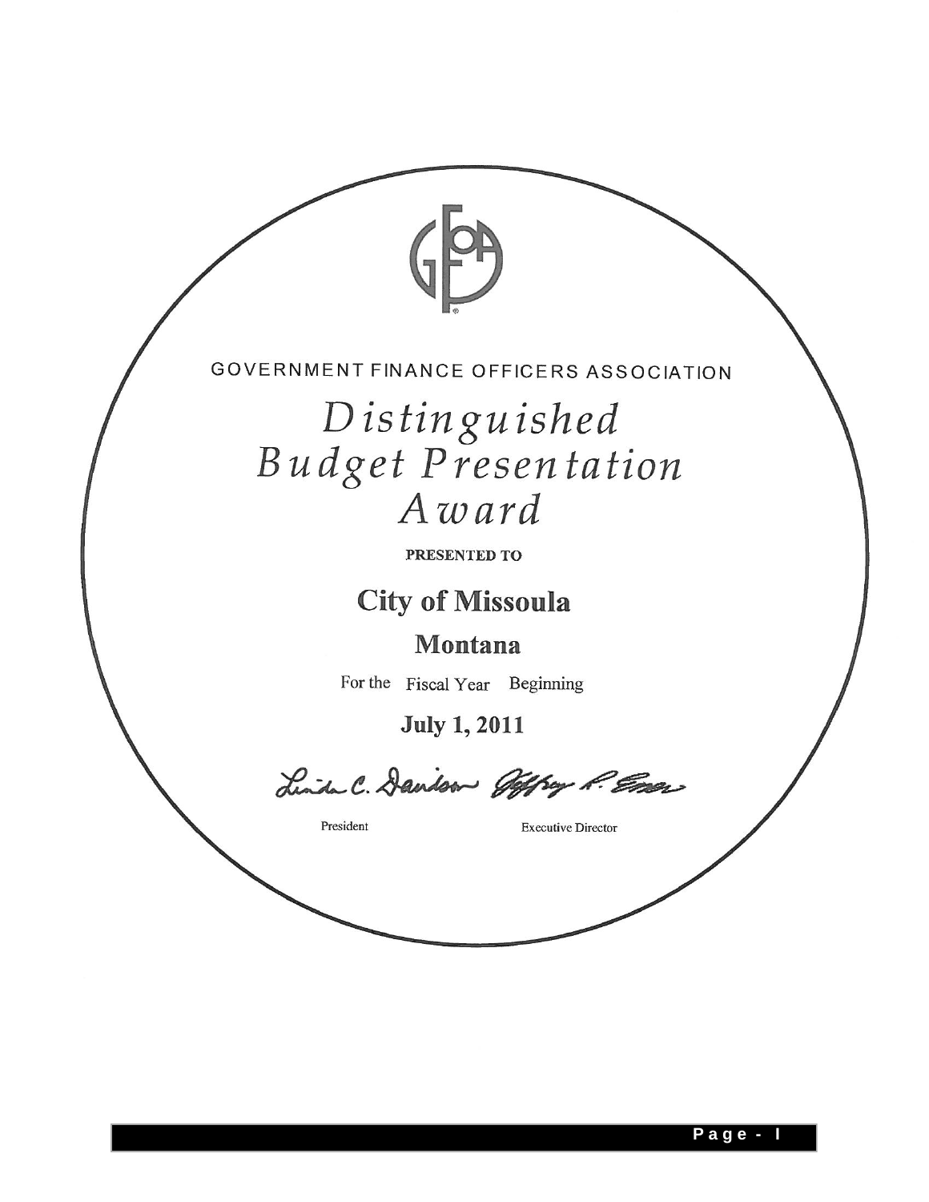GOVERNMENT FINANCE OFFICERS ASSOCIATION

# *Distinguished Budget Presentation Award*

**PRESENTED TO**

## City of Missoula

### Montana

For the Fiscal Year Beginning

**July 1, 2011**

Linda C. Davidson    Jeffrey R. Esser

President    Executive Director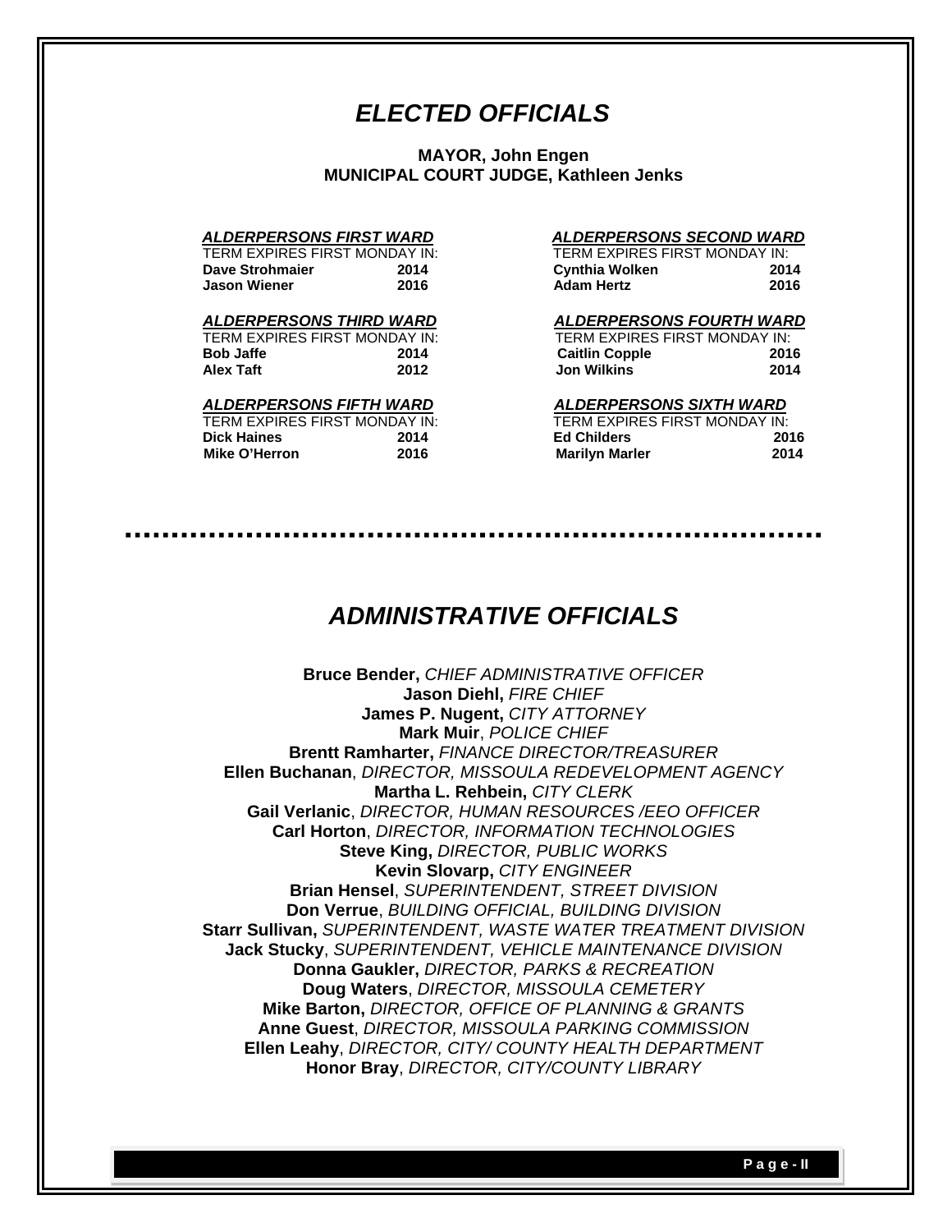# *ELECTED OFFICIALS*

**MAYOR, John Engen**
**MUNICIPAL COURT JUDGE, Kathleen Jenks**

***ALDERPERSONS FIRST WARD***

TERM EXPIRES FIRST MONDAY IN:

| | |
|---|---|
| **Dave Strohmaier** | **2014** |
| **Jason Wiener** | **2016** |

***ALDERPERSONS SECOND WARD***

TERM EXPIRES FIRST MONDAY IN:

| | |
|---|---|
| **Cynthia Wolken** | **2014** |
| **Adam Hertz** | **2016** |

***ALDERPERSONS THIRD WARD***

TERM EXPIRES FIRST MONDAY IN:

| | |
|---|---|
| **Bob Jaffe** | **2014** |
| **Alex Taft** | **2012** |

***ALDERPERSONS FOURTH WARD***

TERM EXPIRES FIRST MONDAY IN:

| | |
|---|---|
| **Caitlin Copple** | **2016** |
| **Jon Wilkins** | **2014** |

***ALDERPERSONS FIFTH WARD***

TERM EXPIRES FIRST MONDAY IN:

| | |
|---|---|
| **Dick Haines** | **2014** |
| **Mike O'Herron** | **2016** |

***ALDERPERSONS SIXTH WARD***

TERM EXPIRES FIRST MONDAY IN:

| | |
|---|---|
| **Ed Childers** | **2016** |
| **Marilyn Marler** | **2014** |

# *ADMINISTRATIVE OFFICIALS*

**Bruce Bender,** *CHIEF ADMINISTRATIVE OFFICER*
**Jason Diehl,** *FIRE CHIEF*
**James P. Nugent,** *CITY ATTORNEY*
**Mark Muir**, *POLICE CHIEF*
**Brentt Ramharter,** *FINANCE DIRECTOR/TREASURER*
**Ellen Buchanan**, *DIRECTOR, MISSOULA REDEVELOPMENT AGENCY*
**Martha L. Rehbein,** *CITY CLERK*
**Gail Verlanic**, *DIRECTOR, HUMAN RESOURCES /EEO OFFICER*
**Carl Horton**, *DIRECTOR, INFORMATION TECHNOLOGIES*
**Steve King,** *DIRECTOR, PUBLIC WORKS*
**Kevin Slovarp,** *CITY ENGINEER*
**Brian Hensel**, *SUPERINTENDENT, STREET DIVISION*
**Don Verrue**, *BUILDING OFFICIAL, BUILDING DIVISION*
**Starr Sullivan,** *SUPERINTENDENT, WASTE WATER TREATMENT DIVISION*
**Jack Stucky**, *SUPERINTENDENT, VEHICLE MAINTENANCE DIVISION*
**Donna Gaukler,** *DIRECTOR, PARKS & RECREATION*
**Doug Waters**, *DIRECTOR, MISSOULA CEMETERY*
**Mike Barton,** *DIRECTOR, OFFICE OF PLANNING & GRANTS*
**Anne Guest**, *DIRECTOR, MISSOULA PARKING COMMISSION*
**Ellen Leahy**, *DIRECTOR, CITY/ COUNTY HEALTH DEPARTMENT*
**Honor Bray**, *DIRECTOR, CITY/COUNTY LIBRARY*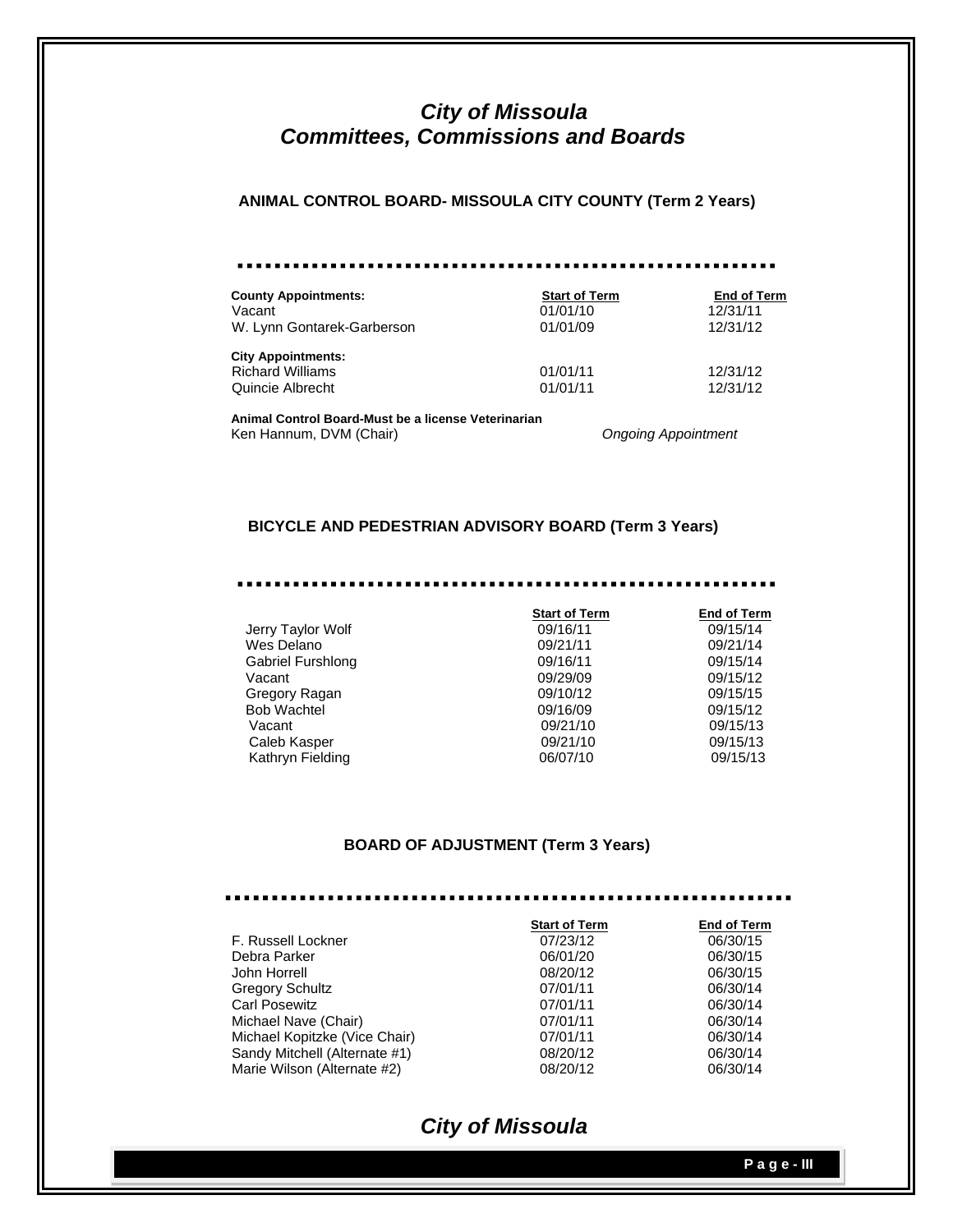# *City of Missoula*
# *Committees, Commissions and Boards*

## ANIMAL CONTROL BOARD- MISSOULA CITY COUNTY (Term 2 Years)

| **County Appointments:** | **Start of Term** | **End of Term** |
|---|---|---|
| Vacant | 01/01/10 | 12/31/11 |
| W. Lynn Gontarek-Garberson | 01/01/09 | 12/31/12 |
| **City Appointments:** | | |
| Richard Williams | 01/01/11 | 12/31/12 |
| Quincie Albrecht | 01/01/11 | 12/31/12 |

**Animal Control Board-Must be a license Veterinarian**
Ken Hannum, DVM (Chair) *Ongoing Appointment*

## BICYCLE AND PEDESTRIAN ADVISORY BOARD (Term 3 Years)

| | **Start of Term** | **End of Term** |
|---|---|---|
| Jerry Taylor Wolf | 09/16/11 | 09/15/14 |
| Wes Delano | 09/21/11 | 09/21/14 |
| Gabriel Furshlong | 09/16/11 | 09/15/14 |
| Vacant | 09/29/09 | 09/15/12 |
| Gregory Ragan | 09/10/12 | 09/15/15 |
| Bob Wachtel | 09/16/09 | 09/15/12 |
| Vacant | 09/21/10 | 09/15/13 |
| Caleb Kasper | 09/21/10 | 09/15/13 |
| Kathryn Fielding | 06/07/10 | 09/15/13 |

## BOARD OF ADJUSTMENT (Term 3 Years)

| | **Start of Term** | **End of Term** |
|---|---|---|
| F. Russell Lockner | 07/23/12 | 06/30/15 |
| Debra Parker | 06/01/20 | 06/30/15 |
| John Horrell | 08/20/12 | 06/30/15 |
| Gregory Schultz | 07/01/11 | 06/30/14 |
| Carl Posewitz | 07/01/11 | 06/30/14 |
| Michael Nave (Chair) | 07/01/11 | 06/30/14 |
| Michael Kopitzke (Vice Chair) | 07/01/11 | 06/30/14 |
| Sandy Mitchell (Alternate #1) | 08/20/12 | 06/30/14 |
| Marie Wilson (Alternate #2) | 08/20/12 | 06/30/14 |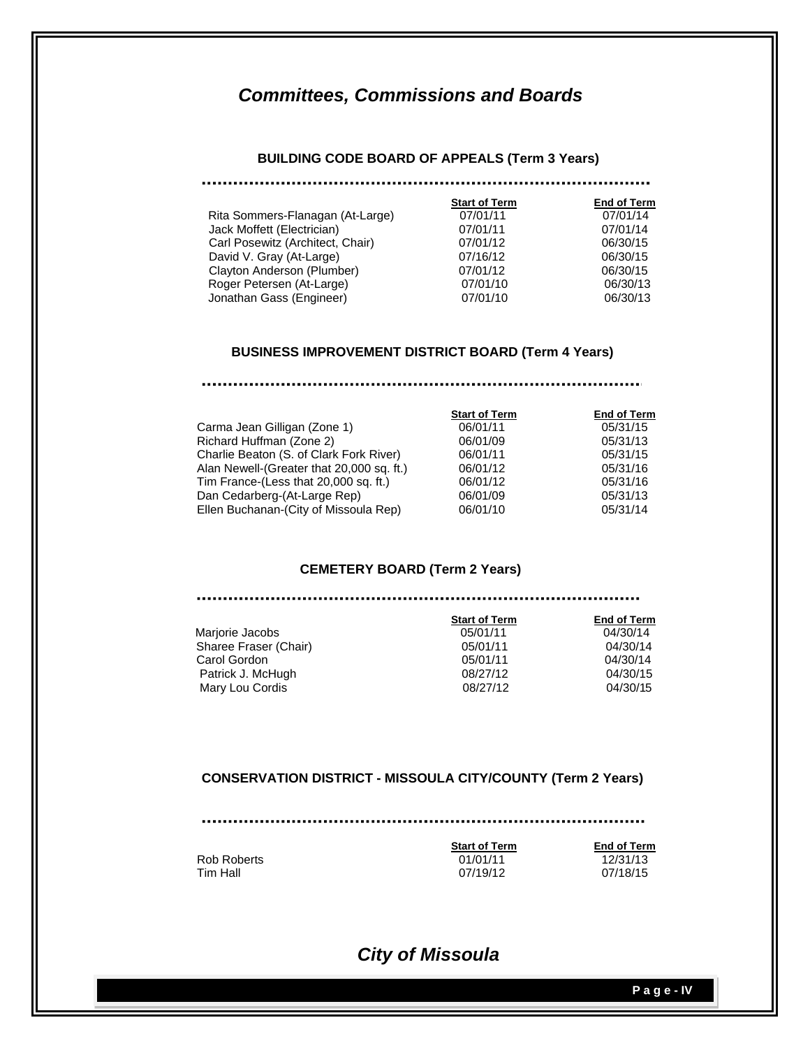# *Committees, Commissions and Boards*

## BUILDING CODE BOARD OF APPEALS (Term 3 Years)

| | Start of Term | End of Term |
|---|---|---|
| Rita Sommers-Flanagan (At-Large) | 07/01/11 | 07/01/14 |
| Jack Moffett (Electrician) | 07/01/11 | 07/01/14 |
| Carl Posewitz (Architect, Chair) | 07/01/12 | 06/30/15 |
| David V. Gray (At-Large) | 07/16/12 | 06/30/15 |
| Clayton Anderson (Plumber) | 07/01/12 | 06/30/15 |
| Roger Petersen (At-Large) | 07/01/10 | 06/30/13 |
| Jonathan Gass (Engineer) | 07/01/10 | 06/30/13 |

## BUSINESS IMPROVEMENT DISTRICT BOARD (Term 4 Years)

| | Start of Term | End of Term |
|---|---|---|
| Carma Jean Gilligan (Zone 1) | 06/01/11 | 05/31/15 |
| Richard Huffman (Zone 2) | 06/01/09 | 05/31/13 |
| Charlie Beaton (S. of Clark Fork River) | 06/01/11 | 05/31/15 |
| Alan Newell-(Greater that 20,000 sq. ft.) | 06/01/12 | 05/31/16 |
| Tim France-(Less that 20,000 sq. ft.) | 06/01/12 | 05/31/16 |
| Dan Cedarberg-(At-Large Rep) | 06/01/09 | 05/31/13 |
| Ellen Buchanan-(City of Missoula Rep) | 06/01/10 | 05/31/14 |

## CEMETERY BOARD (Term 2 Years)

| | Start of Term | End of Term |
|---|---|---|
| Marjorie Jacobs | 05/01/11 | 04/30/14 |
| Sharee Fraser (Chair) | 05/01/11 | 04/30/14 |
| Carol Gordon | 05/01/11 | 04/30/14 |
| Patrick J. McHugh | 08/27/12 | 04/30/15 |
| Mary Lou Cordis | 08/27/12 | 04/30/15 |

## CONSERVATION DISTRICT - MISSOULA CITY/COUNTY (Term 2 Years)

| | Start of Term | End of Term |
|---|---|---|
| Rob Roberts | 01/01/11 | 12/31/13 |
| Tim Hall | 07/19/12 | 07/18/15 |

*City of Missoula*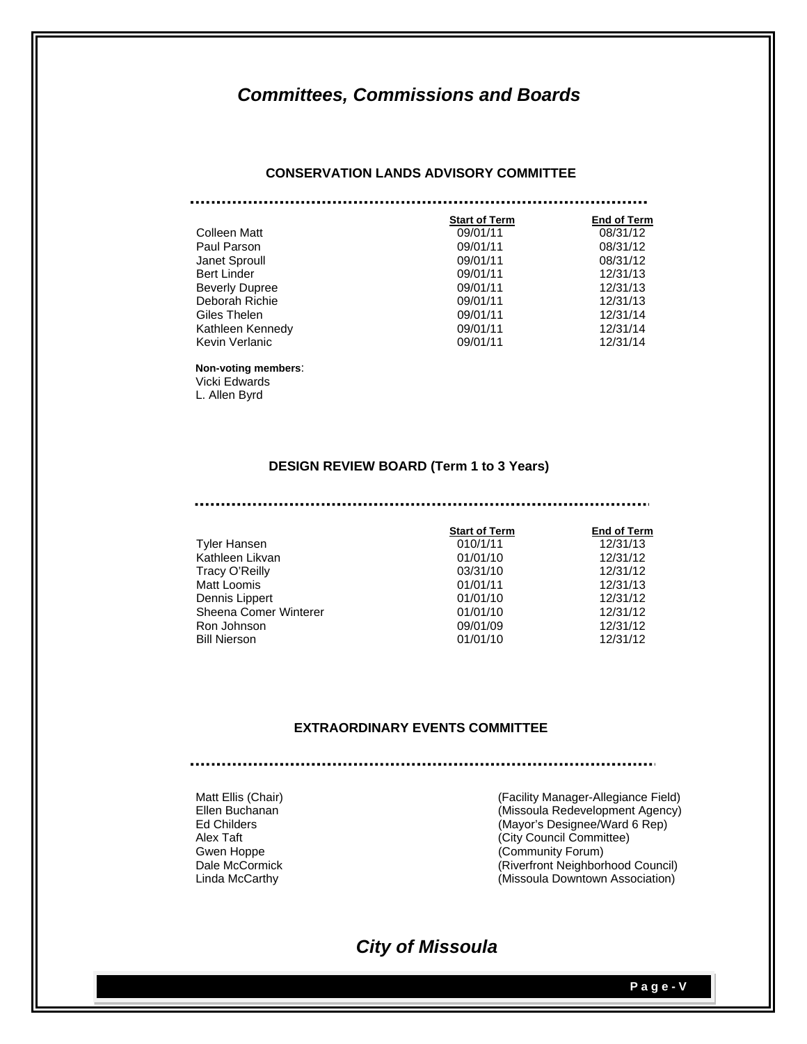# *Committees, Commissions and Boards*

### CONSERVATION LANDS ADVISORY COMMITTEE

| | Start of Term | End of Term |
|---|---|---|
| Colleen Matt | 09/01/11 | 08/31/12 |
| Paul Parson | 09/01/11 | 08/31/12 |
| Janet Sproull | 09/01/11 | 08/31/12 |
| Bert Linder | 09/01/11 | 12/31/13 |
| Beverly Dupree | 09/01/11 | 12/31/13 |
| Deborah Richie | 09/01/11 | 12/31/13 |
| Giles Thelen | 09/01/11 | 12/31/14 |
| Kathleen Kennedy | 09/01/11 | 12/31/14 |
| Kevin Verlanic | 09/01/11 | 12/31/14 |

**Non-voting members**:
Vicki Edwards
L. Allen Byrd

### DESIGN REVIEW BOARD (Term 1 to 3 Years)

| | Start of Term | End of Term |
|---|---|---|
| Tyler Hansen | 010/1/11 | 12/31/13 |
| Kathleen Likvan | 01/01/10 | 12/31/12 |
| Tracy O'Reilly | 03/31/10 | 12/31/12 |
| Matt Loomis | 01/01/11 | 12/31/13 |
| Dennis Lippert | 01/01/10 | 12/31/12 |
| Sheena Comer Winterer | 01/01/10 | 12/31/12 |
| Ron Johnson | 09/01/09 | 12/31/12 |
| Bill Nierson | 01/01/10 | 12/31/12 |

### EXTRAORDINARY EVENTS COMMITTEE

| | |
|---|---|
| Matt Ellis (Chair) | (Facility Manager-Allegiance Field) |
| Ellen Buchanan | (Missoula Redevelopment Agency) |
| Ed Childers | (Mayor's Designee/Ward 6 Rep) |
| Alex Taft | (City Council Committee) |
| Gwen Hoppe | (Community Forum) |
| Dale McCormick | (Riverfront Neighborhood Council) |
| Linda McCarthy | (Missoula Downtown Association) |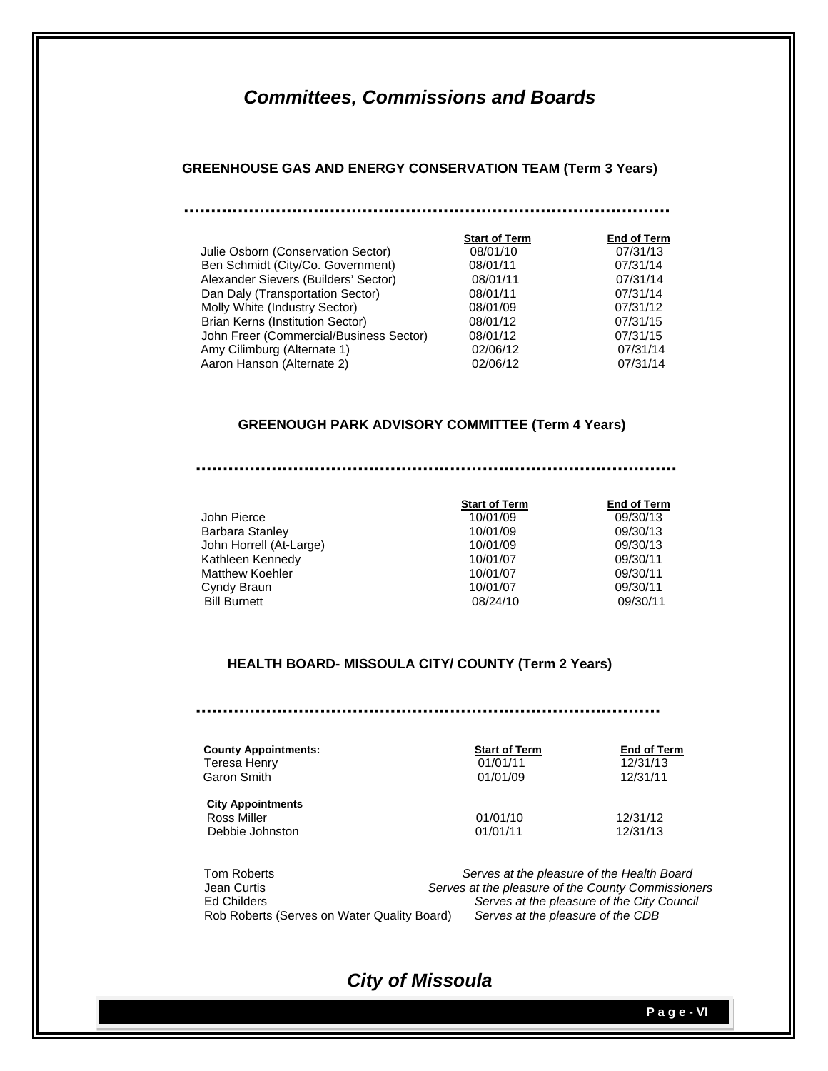# *Committees, Commissions and Boards*

## GREENHOUSE GAS AND ENERGY CONSERVATION TEAM (Term 3 Years)

| | Start of Term | End of Term |
|---|---|---|
| Julie Osborn (Conservation Sector) | 08/01/10 | 07/31/13 |
| Ben Schmidt (City/Co. Government) | 08/01/11 | 07/31/14 |
| Alexander Sievers (Builders' Sector) | 08/01/11 | 07/31/14 |
| Dan Daly (Transportation Sector) | 08/01/11 | 07/31/14 |
| Molly White (Industry Sector) | 08/01/09 | 07/31/12 |
| Brian Kerns (Institution Sector) | 08/01/12 | 07/31/15 |
| John Freer (Commercial/Business Sector) | 08/01/12 | 07/31/15 |
| Amy Cilimburg (Alternate 1) | 02/06/12 | 07/31/14 |
| Aaron Hanson (Alternate 2) | 02/06/12 | 07/31/14 |

## GREENOUGH PARK ADVISORY COMMITTEE (Term 4 Years)

| | Start of Term | End of Term |
|---|---|---|
| John Pierce | 10/01/09 | 09/30/13 |
| Barbara Stanley | 10/01/09 | 09/30/13 |
| John Horrell (At-Large) | 10/01/09 | 09/30/13 |
| Kathleen Kennedy | 10/01/07 | 09/30/11 |
| Matthew Koehler | 10/01/07 | 09/30/11 |
| Cyndy Braun | 10/01/07 | 09/30/11 |
| Bill Burnett | 08/24/10 | 09/30/11 |

## HEALTH BOARD- MISSOULA CITY/ COUNTY (Term 2 Years)

| County Appointments: | Start of Term | End of Term |
|---|---|---|
| Teresa Henry | 01/01/11 | 12/31/13 |
| Garon Smith | 01/01/09 | 12/31/11 |
| **City Appointments** | | |
| Ross Miller | 01/01/10 | 12/31/12 |
| Debbie Johnston | 01/01/11 | 12/31/13 |

| | |
|---|---|
| Tom Roberts | *Serves at the pleasure of the Health Board* |
| Jean Curtis | *Serves at the pleasure of the County Commissioners* |
| Ed Childers | *Serves at the pleasure of the City Council* |
| Rob Roberts (Serves on Water Quality Board) | *Serves at the pleasure of the CDB* |

*City of Missoula*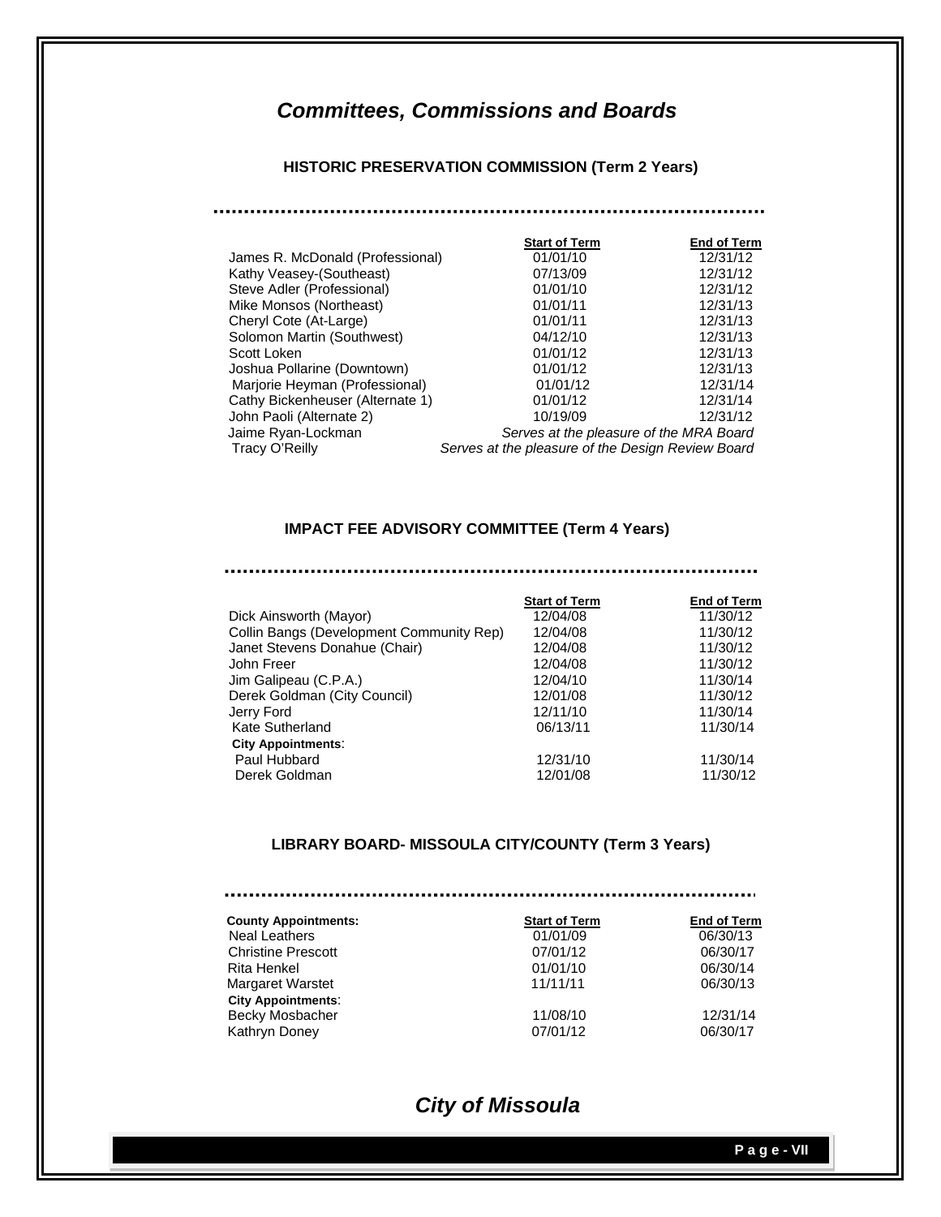# *Committees, Commissions and Boards*

## HISTORIC PRESERVATION COMMISSION (Term 2 Years)

| | Start of Term | End of Term |
|---|---|---|
| James R. McDonald (Professional) | 01/01/10 | 12/31/12 |
| Kathy Veasey-(Southeast) | 07/13/09 | 12/31/12 |
| Steve Adler (Professional) | 01/01/10 | 12/31/12 |
| Mike Monsos (Northeast) | 01/01/11 | 12/31/13 |
| Cheryl Cote (At-Large) | 01/01/11 | 12/31/13 |
| Solomon Martin (Southwest) | 04/12/10 | 12/31/13 |
| Scott Loken | 01/01/12 | 12/31/13 |
| Joshua Pollarine (Downtown) | 01/01/12 | 12/31/13 |
| Marjorie Heyman (Professional) | 01/01/12 | 12/31/14 |
| Cathy Bickenheuser (Alternate 1) | 01/01/12 | 12/31/14 |
| John Paoli (Alternate 2) | 10/19/09 | 12/31/12 |
| Jaime Ryan-Lockman | *Serves at the pleasure of the MRA Board* | |
| Tracy O'Reilly | *Serves at the pleasure of the Design Review Board* | |

## IMPACT FEE ADVISORY COMMITTEE (Term 4 Years)

| | Start of Term | End of Term |
|---|---|---|
| Dick Ainsworth (Mayor) | 12/04/08 | 11/30/12 |
| Collin Bangs (Development Community Rep) | 12/04/08 | 11/30/12 |
| Janet Stevens Donahue (Chair) | 12/04/08 | 11/30/12 |
| John Freer | 12/04/08 | 11/30/12 |
| Jim Galipeau (C.P.A.) | 12/04/10 | 11/30/14 |
| Derek Goldman (City Council) | 12/01/08 | 11/30/12 |
| Jerry Ford | 12/11/10 | 11/30/14 |
| Kate Sutherland | 06/13/11 | 11/30/14 |
| **City Appointments**: | | |
| Paul Hubbard | 12/31/10 | 11/30/14 |
| Derek Goldman | 12/01/08 | 11/30/12 |

## LIBRARY BOARD- MISSOULA CITY/COUNTY (Term 3 Years)

| County Appointments: | Start of Term | End of Term |
|---|---|---|
| Neal Leathers | 01/01/09 | 06/30/13 |
| Christine Prescott | 07/01/12 | 06/30/17 |
| Rita Henkel | 01/01/10 | 06/30/14 |
| Margaret Warstet | 11/11/11 | 06/30/13 |
| **City Appointments**: | | |
| Becky Mosbacher | 11/08/10 | 12/31/14 |
| Kathryn Doney | 07/01/12 | 06/30/17 |

*City of Missoula*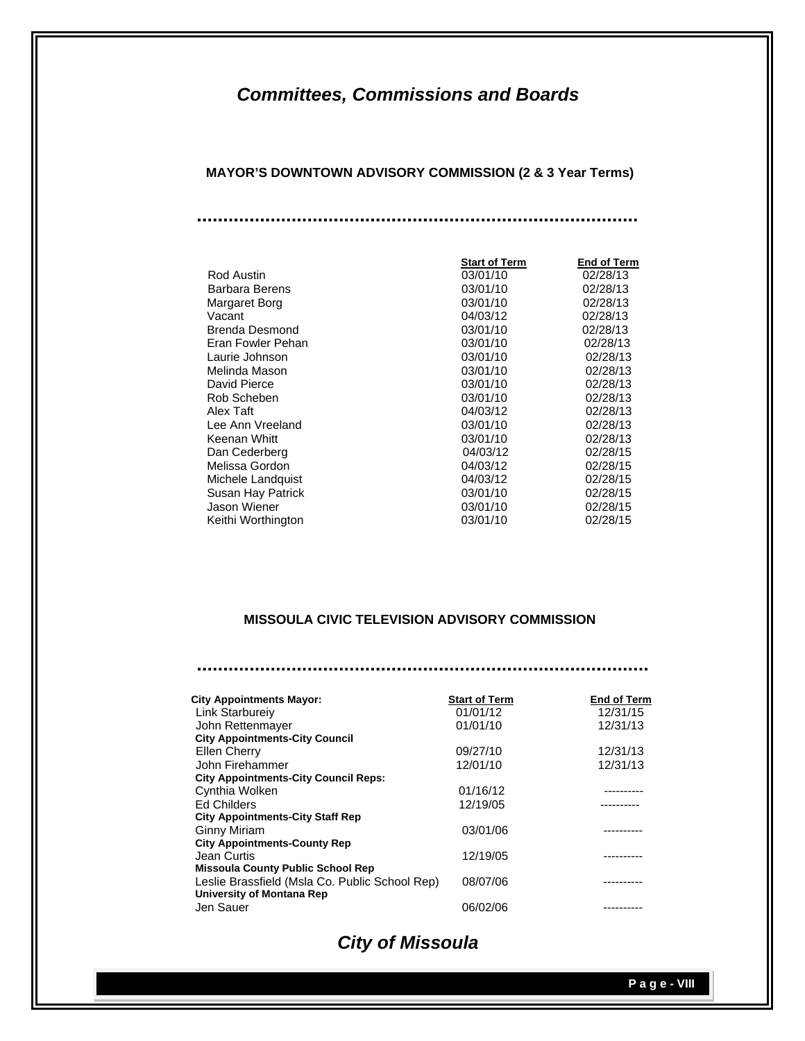# *Committees, Commissions and Boards*

## MAYOR'S DOWNTOWN ADVISORY COMMISSION (2 & 3 Year Terms)

| | Start of Term | End of Term |
|---|---|---|
| Rod Austin | 03/01/10 | 02/28/13 |
| Barbara Berens | 03/01/10 | 02/28/13 |
| Margaret Borg | 03/01/10 | 02/28/13 |
| Vacant | 04/03/12 | 02/28/13 |
| Brenda Desmond | 03/01/10 | 02/28/13 |
| Eran Fowler Pehan | 03/01/10 | 02/28/13 |
| Laurie Johnson | 03/01/10 | 02/28/13 |
| Melinda Mason | 03/01/10 | 02/28/13 |
| David Pierce | 03/01/10 | 02/28/13 |
| Rob Scheben | 03/01/10 | 02/28/13 |
| Alex Taft | 04/03/12 | 02/28/13 |
| Lee Ann Vreeland | 03/01/10 | 02/28/13 |
| Keenan Whitt | 03/01/10 | 02/28/13 |
| Dan Cederberg | 04/03/12 | 02/28/15 |
| Melissa Gordon | 04/03/12 | 02/28/15 |
| Michele Landquist | 04/03/12 | 02/28/15 |
| Susan Hay Patrick | 03/01/10 | 02/28/15 |
| Jason Wiener | 03/01/10 | 02/28/15 |
| Keithi Worthington | 03/01/10 | 02/28/15 |

## MISSOULA CIVIC TELEVISION ADVISORY COMMISSION

| City Appointments Mayor: | Start of Term | End of Term |
|---|---|---|
| Link Starbureiy | 01/01/12 | 12/31/15 |
| John Rettenmayer | 01/01/10 | 12/31/13 |
| **City Appointments-City Council** | | |
| Ellen Cherry | 09/27/10 | 12/31/13 |
| John Firehammer | 12/01/10 | 12/31/13 |
| **City Appointments-City Council Reps:** | | |
| Cynthia Wolken | 01/16/12 | ---------- |
| Ed Childers | 12/19/05 | ---------- |
| **City Appointments-City Staff Rep** | | |
| Ginny Miriam | 03/01/06 | ---------- |
| **City Appointments-County Rep** | | |
| Jean Curtis | 12/19/05 | ---------- |
| **Missoula County Public School Rep** | | |
| Leslie Brassfield (Msla Co. Public School Rep) | 08/07/06 | ---------- |
| **University of Montana Rep** | | |
| Jen Sauer | 06/02/06 | ---------- |

*City of Missoula*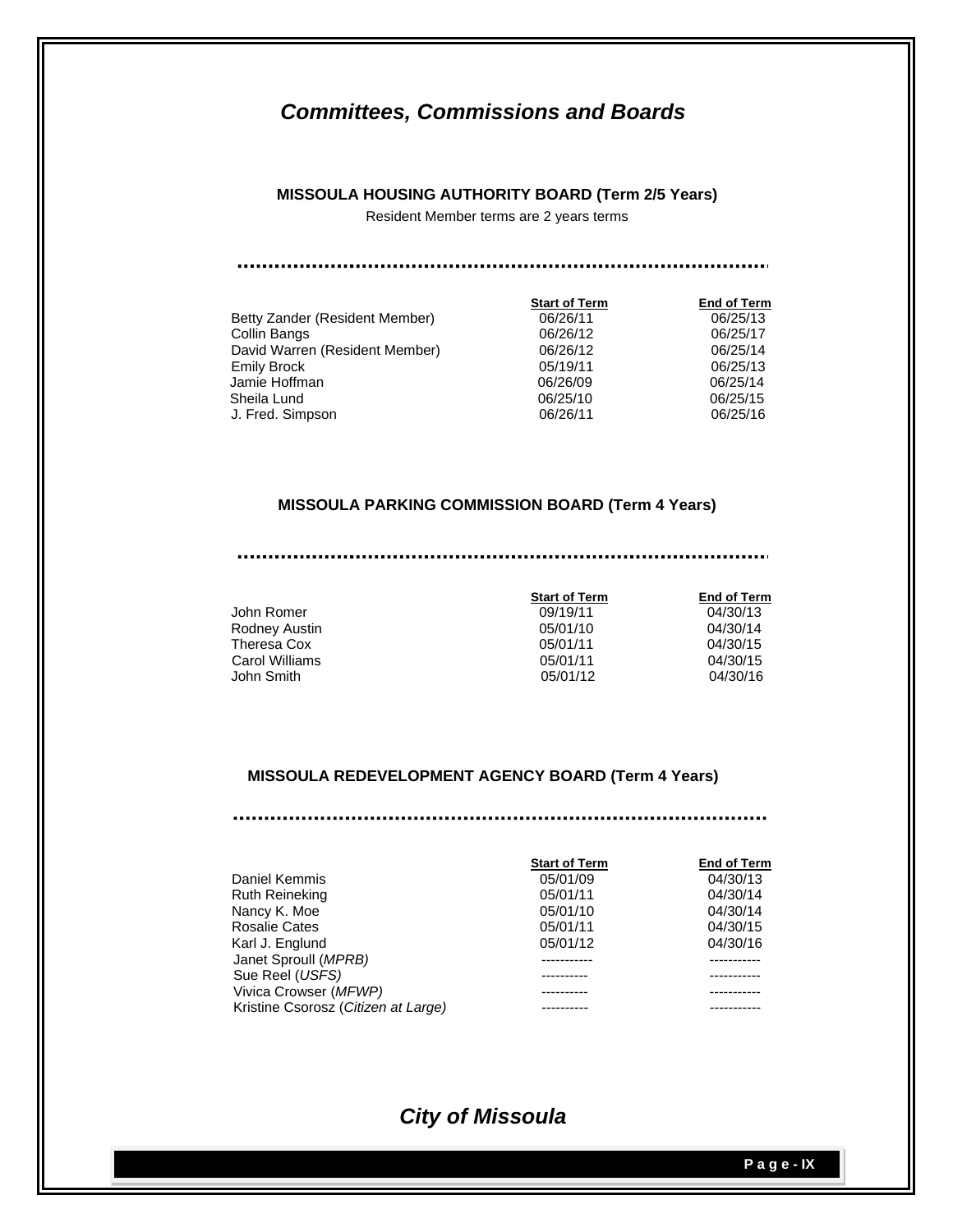# *Committees, Commissions and Boards*

## MISSOULA HOUSING AUTHORITY BOARD (Term 2/5 Years)

Resident Member terms are 2 years terms

| | Start of Term | End of Term |
|---|---|---|
| Betty Zander (Resident Member) | 06/26/11 | 06/25/13 |
| Collin Bangs | 06/26/12 | 06/25/17 |
| David Warren (Resident Member) | 06/26/12 | 06/25/14 |
| Emily Brock | 05/19/11 | 06/25/13 |
| Jamie Hoffman | 06/26/09 | 06/25/14 |
| Sheila Lund | 06/25/10 | 06/25/15 |
| J. Fred. Simpson | 06/26/11 | 06/25/16 |

## MISSOULA PARKING COMMISSION BOARD (Term 4 Years)

| | Start of Term | End of Term |
|---|---|---|
| John Romer | 09/19/11 | 04/30/13 |
| Rodney Austin | 05/01/10 | 04/30/14 |
| Theresa Cox | 05/01/11 | 04/30/15 |
| Carol Williams | 05/01/11 | 04/30/15 |
| John Smith | 05/01/12 | 04/30/16 |

## MISSOULA REDEVELOPMENT AGENCY BOARD (Term 4 Years)

| | Start of Term | End of Term |
|---|---|---|
| Daniel Kemmis | 05/01/09 | 04/30/13 |
| Ruth Reineking | 05/01/11 | 04/30/14 |
| Nancy K. Moe | 05/01/10 | 04/30/14 |
| Rosalie Cates | 05/01/11 | 04/30/15 |
| Karl J. Englund | 05/01/12 | 04/30/16 |
| Janet Sproull (*MPRB)* | ----------- | ----------- |
| Sue Reel (*USFS)* | ---------- | ----------- |
| Vivica Crowser (*MFWP)* | ---------- | ----------- |
| Kristine Csorosz (*Citizen at Large)* | ---------- | ----------- |

*City of Missoula*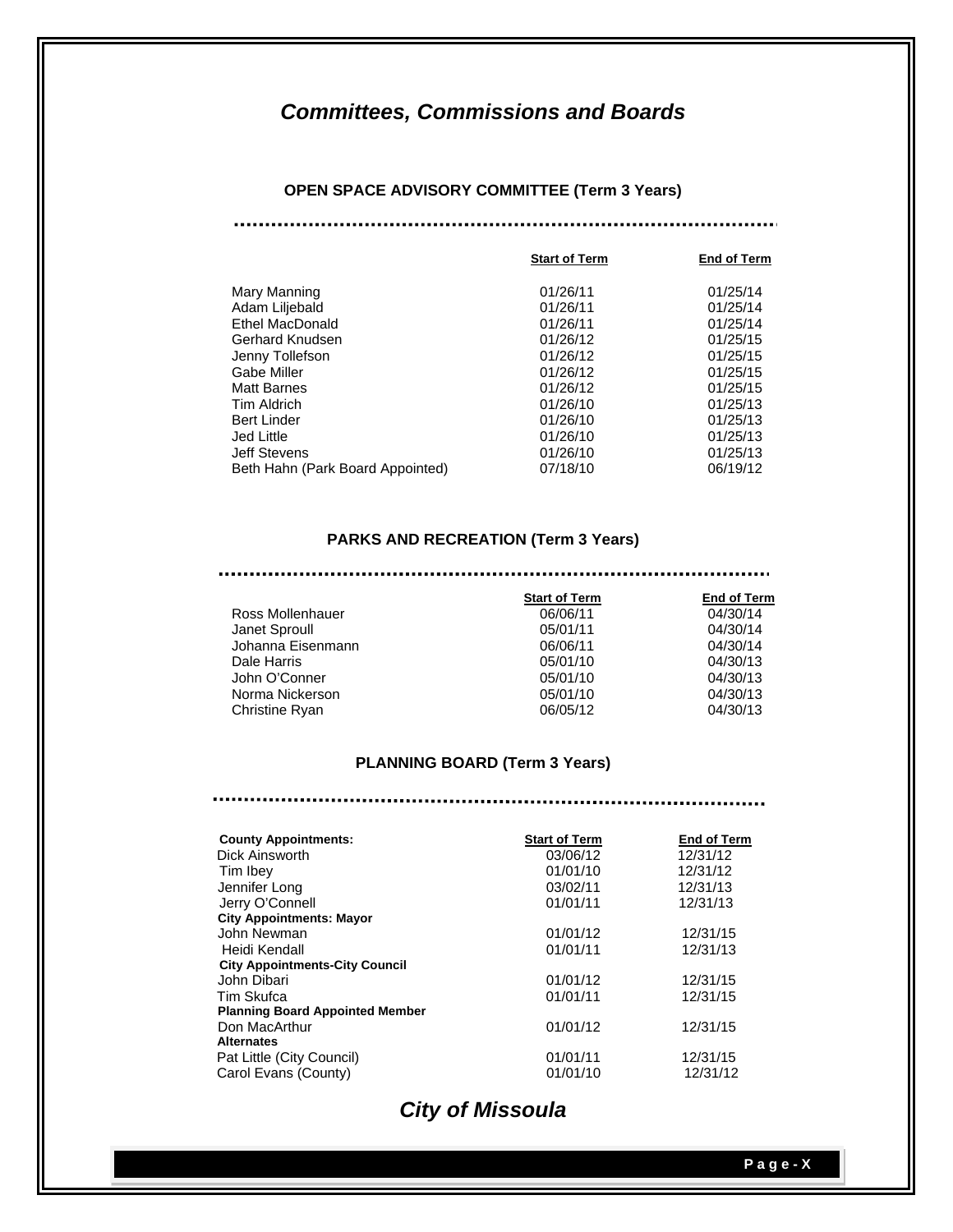# *Committees, Commissions and Boards*

## OPEN SPACE ADVISORY COMMITTEE (Term 3 Years)

| | Start of Term | End of Term |
|---|---|---|
| Mary Manning | 01/26/11 | 01/25/14 |
| Adam Liljebald | 01/26/11 | 01/25/14 |
| Ethel MacDonald | 01/26/11 | 01/25/14 |
| Gerhard Knudsen | 01/26/12 | 01/25/15 |
| Jenny Tollefson | 01/26/12 | 01/25/15 |
| Gabe Miller | 01/26/12 | 01/25/15 |
| Matt Barnes | 01/26/12 | 01/25/15 |
| Tim Aldrich | 01/26/10 | 01/25/13 |
| Bert Linder | 01/26/10 | 01/25/13 |
| Jed Little | 01/26/10 | 01/25/13 |
| Jeff Stevens | 01/26/10 | 01/25/13 |
| Beth Hahn (Park Board Appointed) | 07/18/10 | 06/19/12 |

## PARKS AND RECREATION (Term 3 Years)

| | Start of Term | End of Term |
|---|---|---|
| Ross Mollenhauer | 06/06/11 | 04/30/14 |
| Janet Sproull | 05/01/11 | 04/30/14 |
| Johanna Eisenmann | 06/06/11 | 04/30/14 |
| Dale Harris | 05/01/10 | 04/30/13 |
| John O'Conner | 05/01/10 | 04/30/13 |
| Norma Nickerson | 05/01/10 | 04/30/13 |
| Christine Ryan | 06/05/12 | 04/30/13 |

## PLANNING BOARD (Term 3 Years)

| **County Appointments:** | Start of Term | End of Term |
|---|---|---|
| Dick Ainsworth | 03/06/12 | 12/31/12 |
| Tim Ibey | 01/01/10 | 12/31/12 |
| Jennifer Long | 03/02/11 | 12/31/13 |
| Jerry O'Connell | 01/01/11 | 12/31/13 |
| **City Appointments: Mayor** | | |
| John Newman | 01/01/12 | 12/31/15 |
| Heidi Kendall | 01/01/11 | 12/31/13 |
| **City Appointments-City Council** | | |
| John Dibari | 01/01/12 | 12/31/15 |
| Tim Skufca | 01/01/11 | 12/31/15 |
| **Planning Board Appointed Member** | | |
| Don MacArthur | 01/01/12 | 12/31/15 |
| **Alternates** | | |
| Pat Little (City Council) | 01/01/11 | 12/31/15 |
| Carol Evans (County) | 01/01/10 | 12/31/12 |

*City of Missoula*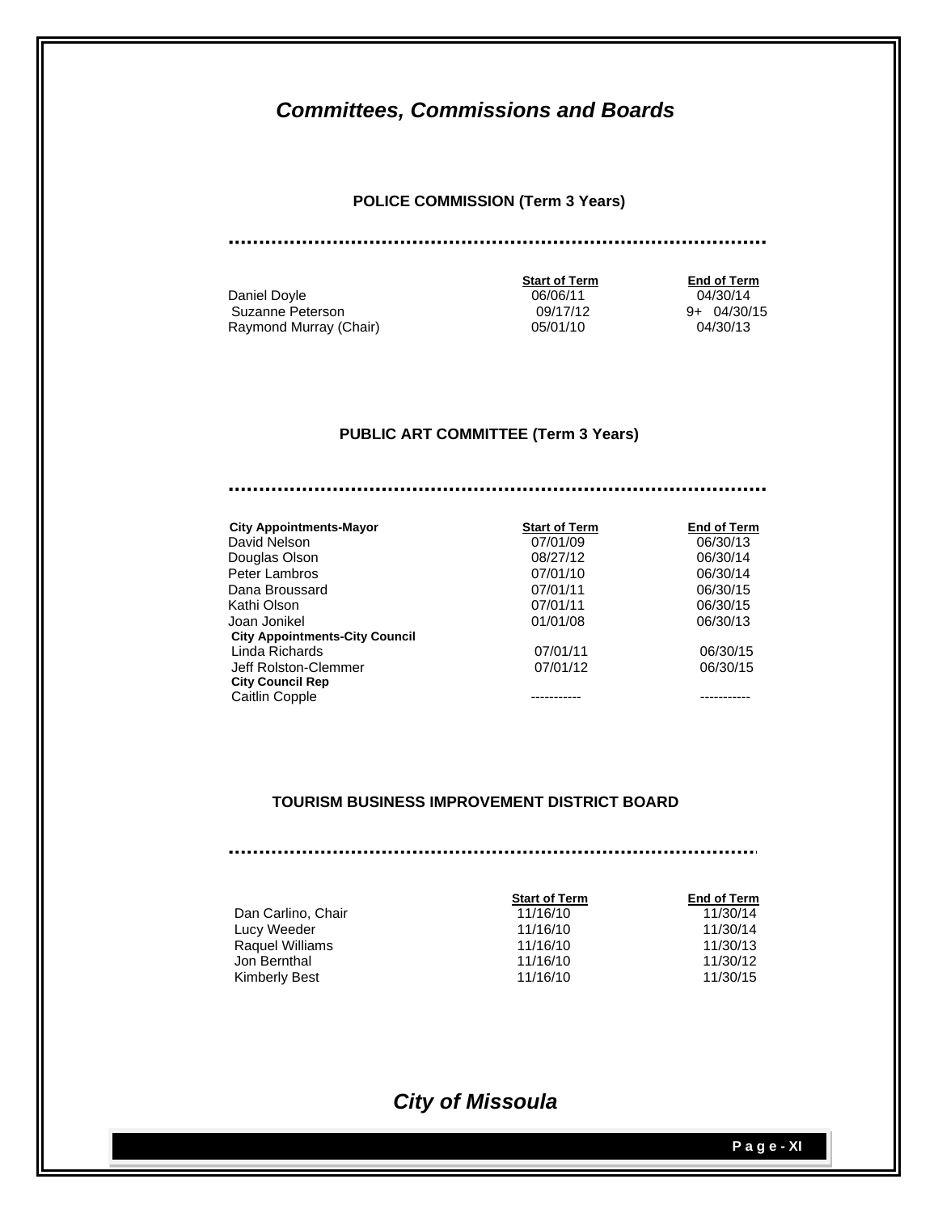# *Committees, Commissions and Boards*

## POLICE COMMISSION (Term 3 Years)

| | Start of Term | End of Term |
|---|---|---|
| Daniel Doyle | 06/06/11 | 04/30/14 |
| Suzanne Peterson | 09/17/12 | 9+ 04/30/15 |
| Raymond Murray (Chair) | 05/01/10 | 04/30/13 |

## PUBLIC ART COMMITTEE (Term 3 Years)

| City Appointments-Mayor | Start of Term | End of Term |
|---|---|---|
| David Nelson | 07/01/09 | 06/30/13 |
| Douglas Olson | 08/27/12 | 06/30/14 |
| Peter Lambros | 07/01/10 | 06/30/14 |
| Dana Broussard | 07/01/11 | 06/30/15 |
| Kathi Olson | 07/01/11 | 06/30/15 |
| Joan Jonikel | 01/01/08 | 06/30/13 |
| **City Appointments-City Council** | | |
| Linda Richards | 07/01/11 | 06/30/15 |
| Jeff Rolston-Clemmer | 07/01/12 | 06/30/15 |
| **City Council Rep** | | |
| Caitlin Copple | ----------- | ----------- |

## TOURISM BUSINESS IMPROVEMENT DISTRICT BOARD

| | Start of Term | End of Term |
|---|---|---|
| Dan Carlino, Chair | 11/16/10 | 11/30/14 |
| Lucy Weeder | 11/16/10 | 11/30/14 |
| Raquel Williams | 11/16/10 | 11/30/13 |
| Jon Bernthal | 11/16/10 | 11/30/12 |
| Kimberly Best | 11/16/10 | 11/30/15 |

*City of Missoula*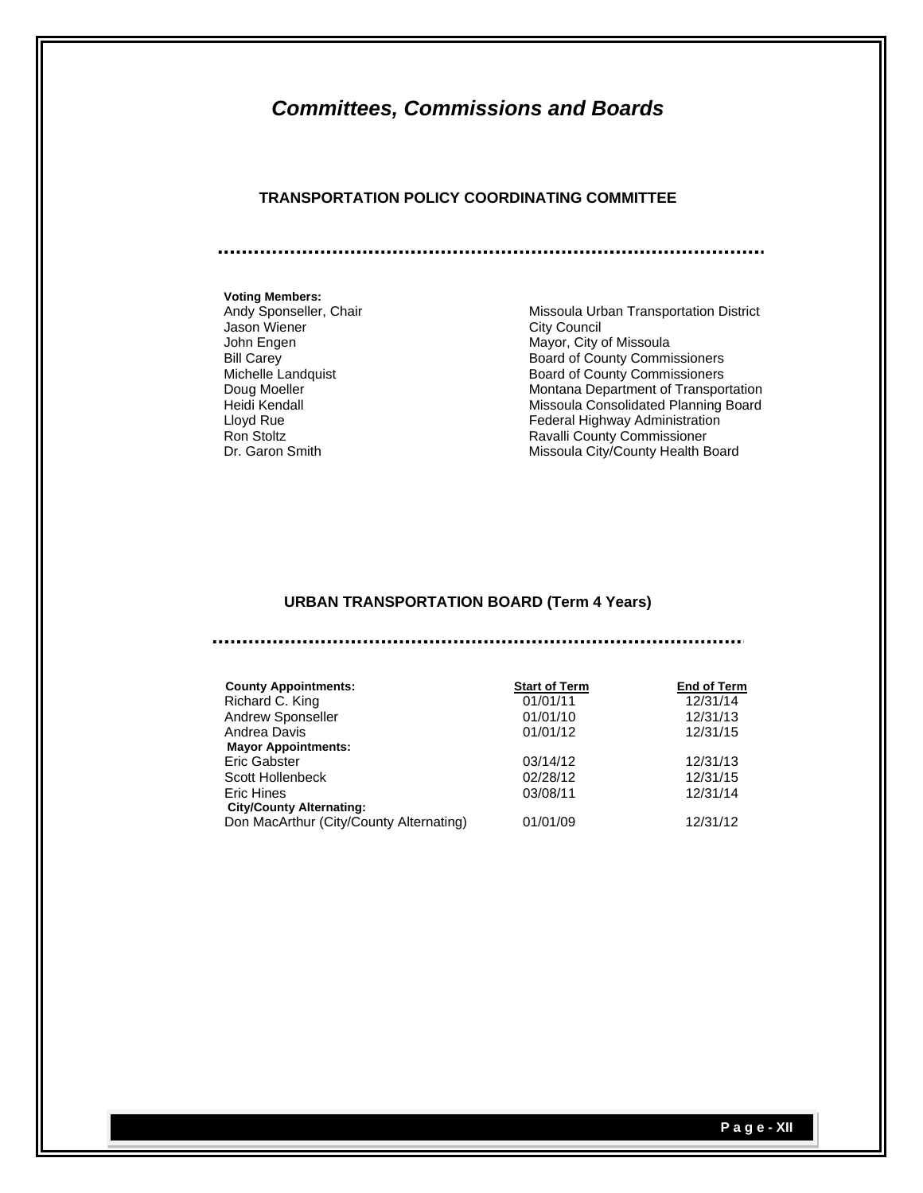# *Committees, Commissions and Boards*

## TRANSPORTATION POLICY COORDINATING COMMITTEE

**Voting Members:**

| | |
|---|---|
| Andy Sponseller, Chair | Missoula Urban Transportation District |
| Jason Wiener | City Council |
| John Engen | Mayor, City of Missoula |
| Bill Carey | Board of County Commissioners |
| Michelle Landquist | Board of County Commissioners |
| Doug Moeller | Montana Department of Transportation |
| Heidi Kendall | Missoula Consolidated Planning Board |
| Lloyd Rue | Federal Highway Administration |
| Ron Stoltz | Ravalli County Commissioner |
| Dr. Garon Smith | Missoula City/County Health Board |

## URBAN TRANSPORTATION BOARD (Term 4 Years)

| **County Appointments:** | **Start of Term** | **End of Term** |
|---|---|---|
| Richard C. King | 01/01/11 | 12/31/14 |
| Andrew Sponseller | 01/01/10 | 12/31/13 |
| Andrea Davis | 01/01/12 | 12/31/15 |
| **Mayor Appointments:** | | |
| Eric Gabster | 03/14/12 | 12/31/13 |
| Scott Hollenbeck | 02/28/12 | 12/31/15 |
| Eric Hines | 03/08/11 | 12/31/14 |
| **City/County Alternating:** | | |
| Don MacArthur (City/County Alternating) | 01/01/09 | 12/31/12 |